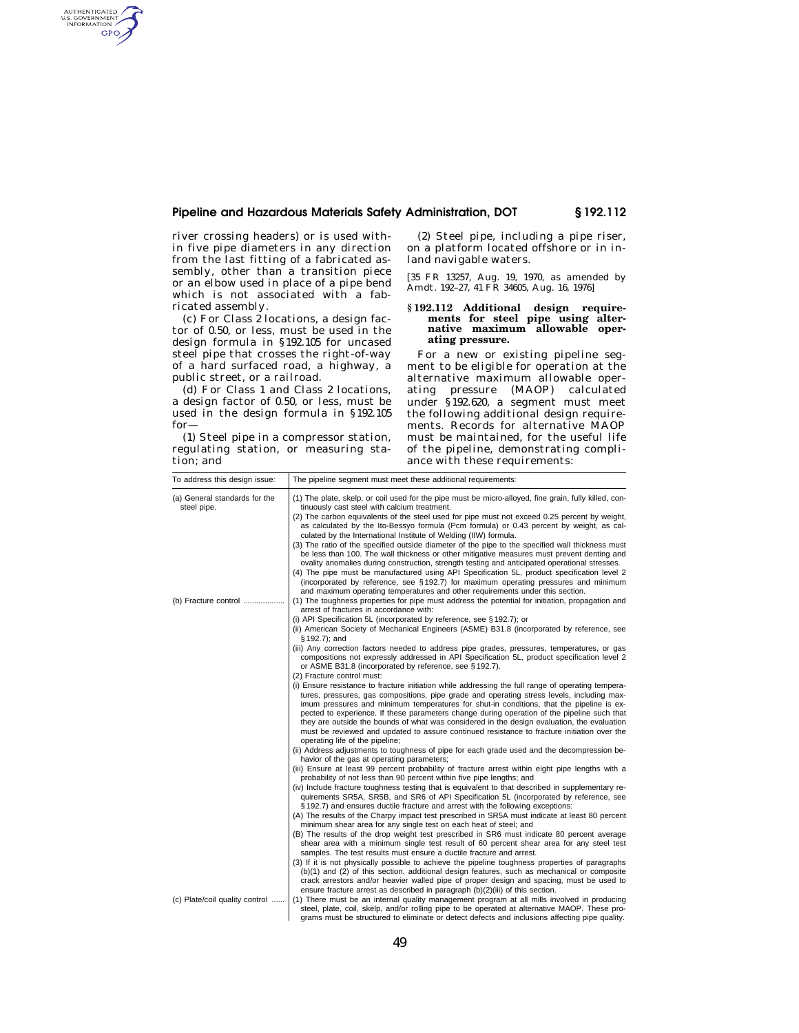river crossing headers) or is used within five pipe diameters in any direction from the last fitting of a fabricated assembly, other than a transition piece or an elbow used in place of a pipe bend which is not associated with a fabricated assembly.

(c) For Class 2 locations, a design factor of 0.50, or less, must be used in the design formula in §192.105 for uncased steel pipe that crosses the right-of-way of a hard surfaced road, a highway, a public street, or a railroad.

(d) For Class 1 and Class 2 locations, a design factor of 0.50, or less, must be used in the design formula in §192.105 for—

(1) Steel pipe in a compressor station, regulating station, or measuring station; and

(2) Steel pipe, including a pipe riser, on a platform located offshore or in inland navigable waters.

[35 FR 13257, Aug. 19, 1970, as amended by Amdt. 192–27, 41 FR 34605, Aug. 16, 1976]

### § 192.112 Additional design requirements for steel pipe using alternative maximum allowable operating pressure.

For a new or existing pipeline segment to be eligible for operation at the alternative maximum allowable operating pressure (MAOP) calculated under §192.620, a segment must meet the following additional design requirements. Records for alternative MAOP must be maintained, for the useful life of the pipeline, demonstrating compliance with these requirements:

| To address this design issue: | The pipeline segment must meet these additional requirements: |
|---|---|
| (a) General standards for the steel pipe. | (1) The plate, skelp, or coil used for the pipe must be micro-alloyed, fine grain, fully killed, continuously cast steel with calcium treatment.<br>(2) The carbon equivalents of the steel used for pipe must not exceed 0.25 percent by weight, as calculated by the Ito-Bessyo formula (Pcm formula) or 0.43 percent by weight, as calculated by the International Institute of Welding (IIW) formula.<br>(3) The ratio of the specified outside diameter of the pipe to the specified wall thickness must be less than 100. The wall thickness or other mitigative measures must prevent denting and ovality anomalies during construction, strength testing and anticipated operational stresses.<br>(4) The pipe must be manufactured using API Specification 5L, product specification level 2 (incorporated by reference, see §192.7) for maximum operating pressures and minimum and maximum operating temperatures and other requirements under this section. |
| (b) Fracture control | (1) The toughness properties for pipe must address the potential for initiation, propagation and arrest of fractures in accordance with:<br>(i) API Specification 5L (incorporated by reference, see §192.7); or<br>(ii) American Society of Mechanical Engineers (ASME) B31.8 (incorporated by reference, see §192.7); and<br>(iii) Any correction factors needed to address pipe grades, pressures, temperatures, or gas compositions not expressly addressed in API Specification 5L, product specification level 2 or ASME B31.8 (incorporated by reference, see §192.7).<br>(2) Fracture control must:<br>(i) Ensure resistance to fracture initiation while addressing the full range of operating temperatures, pressures, gas compositions, pipe grade and operating stress levels, including maximum pressures and minimum temperatures for shut-in conditions, that the pipeline is expected to experience. If these parameters change during operation of the pipeline such that they are outside the bounds of what was considered in the design evaluation, the evaluation must be reviewed and updated to assure continued resistance to fracture initiation over the operating life of the pipeline;<br>(ii) Address adjustments to toughness of pipe for each grade used and the decompression behavior of the gas at operating parameters;<br>(iii) Ensure at least 99 percent probability of fracture arrest within eight pipe lengths with a probability of not less than 90 percent within five pipe lengths; and<br>(iv) Include fracture toughness testing that is equivalent to that described in supplementary requirements SR5A, SR5B, and SR6 of API Specification 5L (incorporated by reference, see §192.7) and ensures ductile fracture and arrest with the following exceptions:<br>(A) The results of the Charpy impact test prescribed in SR5A must indicate at least 80 percent minimum shear area for any single test on each heat of steel; and<br>(B) The results of the drop weight test prescribed in SR6 must indicate 80 percent average shear area with a minimum single test result of 60 percent shear area for any steel test samples. The test results must ensure a ductile fracture and arrest.<br>(3) If it is not physically possible to achieve the pipeline toughness properties of paragraphs (b)(1) and (2) of this section, additional design features, such as mechanical or composite crack arrestors and/or heavier walled pipe of proper design and spacing, must be used to ensure fracture arrest as described in paragraph (b)(2)(iii) of this section. |
| (c) Plate/coil quality control | (1) There must be an internal quality management program at all mills involved in producing steel, plate, coil, skelp, and/or rolling pipe to be operated at alternative MAOP. These programs must be structured to eliminate or detect defects and inclusions affecting pipe quality. |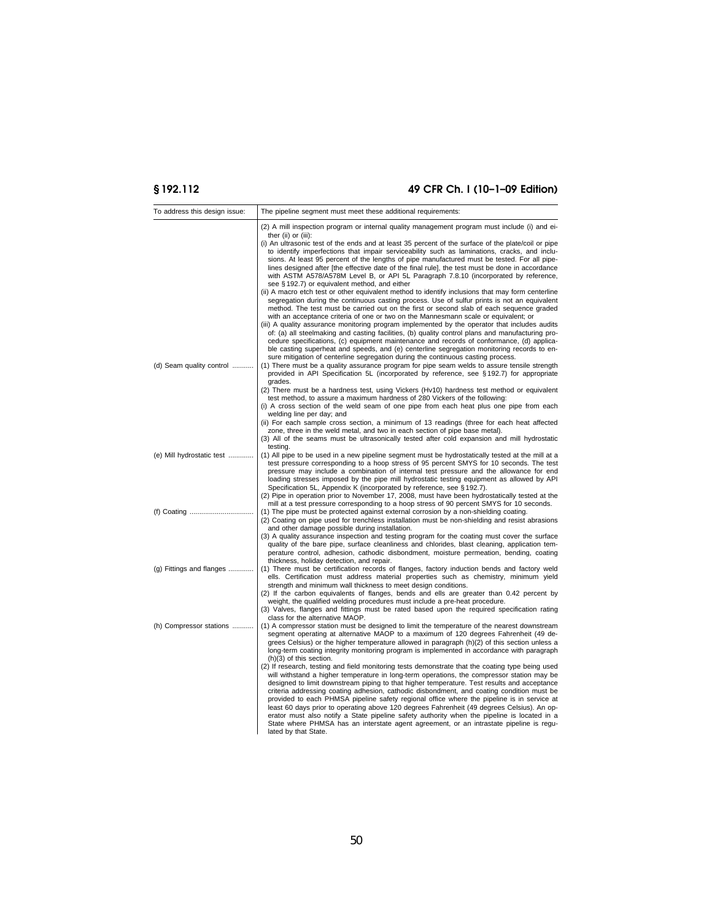| To address this design issue: | The pipeline segment must meet these additional requirements: |
|---|---|
| | (2) A mill inspection program or internal quality management program must include (i) and either (ii) or (iii):<br>(i) An ultrasonic test of the ends and at least 35 percent of the surface of the plate/coil or pipe to identify imperfections that impair serviceability such as laminations, cracks, and inclusions. At least 95 percent of the lengths of pipe manufactured must be tested. For all pipelines designed after [the effective date of the final rule], the test must be done in accordance with ASTM A578/A578M Level B, or API 5L Paragraph 7.8.10 (incorporated by reference, see § 192.7) or equivalent method, and either<br>(ii) A macro etch test or other equivalent method to identify inclusions that may form centerline segregation during the continuous casting process. Use of sulfur prints is not an equivalent method. The test must be carried out on the first or second slab of each sequence graded with an acceptance criteria of one or two on the Mannesmann scale or equivalent; or<br>(iii) A quality assurance monitoring program implemented by the operator that includes audits of: (a) all steelmaking and casting facilities, (b) quality control plans and manufacturing procedure specifications, (c) equipment maintenance and records of conformance, (d) applicable casting superheat and speeds, and (e) centerline segregation monitoring records to ensure mitigation of centerline segregation during the continuous casting process. |
| (d) Seam quality control | (1) There must be a quality assurance program for pipe seam welds to assure tensile strength provided in API Specification 5L (incorporated by reference, see § 192.7) for appropriate grades.<br>(2) There must be a hardness test, using Vickers (Hv10) hardness test method or equivalent test method, to assure a maximum hardness of 280 Vickers of the following:<br>(i) A cross section of the weld seam of one pipe from each heat plus one pipe from each welding line per day; and<br>(ii) For each sample cross section, a minimum of 13 readings (three for each heat affected zone, three in the weld metal, and two in each section of pipe base metal).<br>(3) All of the seams must be ultrasonically tested after cold expansion and mill hydrostatic testing. |
| (e) Mill hydrostatic test | (1) All pipe to be used in a new pipeline segment must be hydrostatically tested at the mill at a test pressure corresponding to a hoop stress of 95 percent SMYS for 10 seconds. The test pressure may include a combination of internal test pressure and the allowance for end loading stresses imposed by the pipe mill hydrostatic testing equipment as allowed by API Specification 5L, Appendix K (incorporated by reference, see § 192.7).<br>(2) Pipe in operation prior to November 17, 2008, must have been hydrostatically tested at the mill at a test pressure corresponding to a hoop stress of 90 percent SMYS for 10 seconds. |
| (f) Coating | (1) The pipe must be protected against external corrosion by a non-shielding coating.<br>(2) Coating on pipe used for trenchless installation must be non-shielding and resist abrasions and other damage possible during installation.<br>(3) A quality assurance inspection and testing program for the coating must cover the surface quality of the bare pipe, surface cleanliness and chlorides, blast cleaning, application temperature control, adhesion, cathodic disbondment, moisture permeation, bending, coating thickness, holiday detection, and repair. |
| (g) Fittings and flanges | (1) There must be certification records of flanges, factory induction bends and factory weld ells. Certification must address material properties such as chemistry, minimum yield strength and minimum wall thickness to meet design conditions.<br>(2) If the carbon equivalents of flanges, bends and ells are greater than 0.42 percent by weight, the qualified welding procedures must include a pre-heat procedure.<br>(3) Valves, flanges and fittings must be rated based upon the required specification rating class for the alternative MAOP. |
| (h) Compressor stations | (1) A compressor station must be designed to limit the temperature of the nearest downstream segment operating at alternative MAOP to a maximum of 120 degrees Fahrenheit (49 degrees Celsius) or the higher temperature allowed in paragraph (h)(2) of this section unless a long-term coating integrity monitoring program is implemented in accordance with paragraph (h)(3) of this section.<br>(2) If research, testing and field monitoring tests demonstrate that the coating type being used will withstand a higher temperature in long-term operations, the compressor station may be designed to limit downstream piping to that higher temperature. Test results and acceptance criteria addressing coating adhesion, cathodic disbondment, and coating condition must be provided to each PHMSA pipeline safety regional office where the pipeline is in service at least 60 days prior to operating above 120 degrees Fahrenheit (49 degrees Celsius). An operator must also notify a State pipeline safety authority when the pipeline is located in a State where PHMSA has an interstate agent agreement, or an intrastate pipeline is regulated by that State. |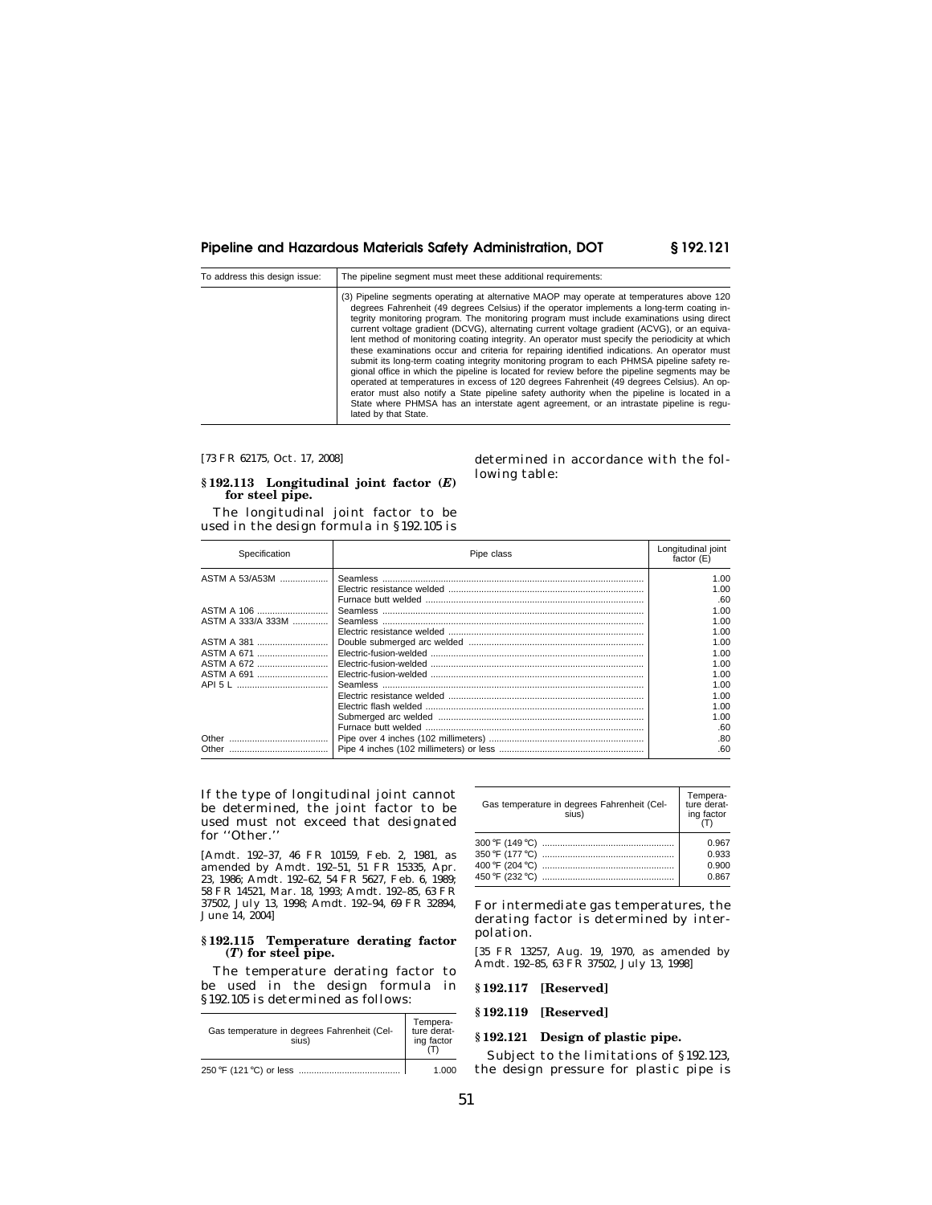| To address this design issue: | The pipeline segment must meet these additional requirements: |
|---|---|
| | (3) Pipeline segments operating at alternative MAOP may operate at temperatures above 120 degrees Fahrenheit (49 degrees Celsius) if the operator implements a long-term coating integrity monitoring program. The monitoring program must include examinations using direct current voltage gradient (DCVG), alternating current voltage gradient (ACVG), or an equivalent method of monitoring coating integrity. An operator must specify the periodicity at which these examinations occur and criteria for repairing identified indications. An operator must submit its long-term coating integrity monitoring program to each PHMSA pipeline safety regional office in which the pipeline is located for review before the pipeline segments may be operated at temperatures in excess of 120 degrees Fahrenheit (49 degrees Celsius). An operator must also notify a State pipeline safety authority when the pipeline is located in a State where PHMSA has an interstate agent agreement, or an intrastate pipeline is regulated by that State. |

[73 FR 62175, Oct. 17, 2008]

### § 192.113 Longitudinal joint factor (*E*) for steel pipe.

The longitudinal joint factor to be used in the design formula in § 192.105 is determined in accordance with the following table:

| Specification | Pipe class | Longitudinal joint factor (E) |
|---|---|---|
| ASTM A 53/A53M | Seamless | 1.00 |
| | Electric resistance welded | 1.00 |
| | Furnace butt welded | .60 |
| ASTM A 106 | Seamless | 1.00 |
| ASTM A 333/A 333M | Seamless | 1.00 |
| | Electric resistance welded | 1.00 |
| ASTM A 381 | Double submerged arc welded | 1.00 |
| ASTM A 671 | Electric-fusion-welded | 1.00 |
| ASTM A 672 | Electric-fusion-welded | 1.00 |
| ASTM A 691 | Electric-fusion-welded | 1.00 |
| API 5 L | Seamless | 1.00 |
| | Electric resistance welded | 1.00 |
| | Electric flash welded | 1.00 |
| | Submerged arc welded | 1.00 |
| | Furnace butt welded | .60 |
| Other | Pipe over 4 inches (102 millimeters) | .80 |
| Other | Pipe 4 inches (102 millimeters) or less | .60 |

If the type of longitudinal joint cannot be determined, the joint factor to be used must not exceed that designated for ''Other.''

[Amdt. 192–37, 46 FR 10159, Feb. 2, 1981, as amended by Amdt. 192–51, 51 FR 15335, Apr. 23, 1986; Amdt. 192–62, 54 FR 5627, Feb. 6, 1989; 58 FR 14521, Mar. 18, 1993; Amdt. 192–85, 63 FR 37502, July 13, 1998; Amdt. 192–94, 69 FR 32894, June 14, 2004]

### § 192.115 Temperature derating factor (*T*) for steel pipe.

The temperature derating factor to be used in the design formula in § 192.105 is determined as follows:

| Gas temperature in degrees Fahrenheit (Celsius) | Temperature derating factor (T) |
|---|---|
| 250 °F (121 °C) or less | 1.000 |
| 300 °F (149 °C) | 0.967 |
| 350 °F (177 °C) | 0.933 |
| 400 °F (204 °C) | 0.900 |
| 450 °F (232 °C) | 0.867 |

For intermediate gas temperatures, the derating factor is determined by interpolation.

[35 FR 13257, Aug. 19, 1970, as amended by Amdt. 192–85, 63 FR 37502, July 13, 1998]

### § 192.117 [Reserved]

### § 192.119 [Reserved]

### § 192.121 Design of plastic pipe.

Subject to the limitations of § 192.123, the design pressure for plastic pipe is